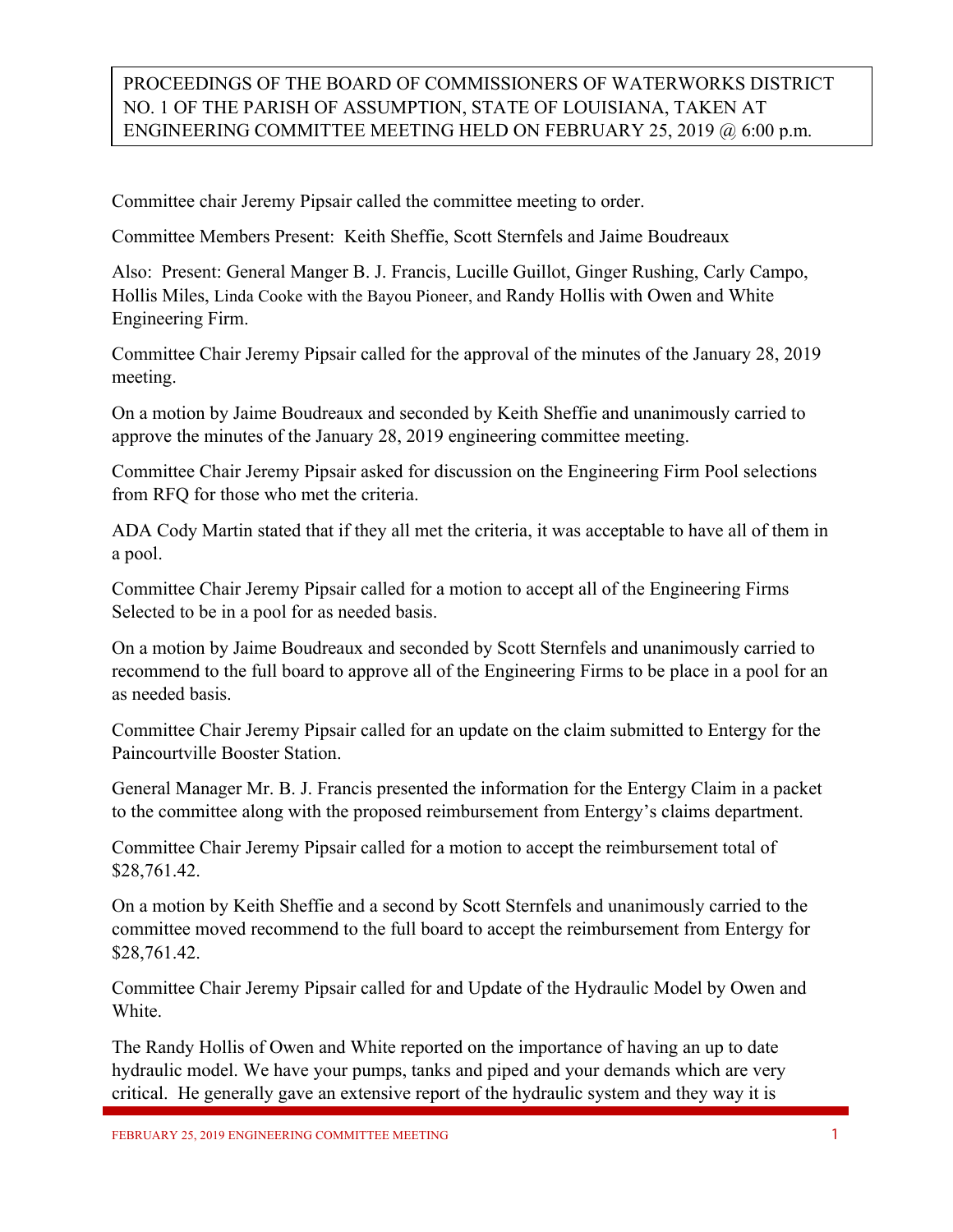PROCEEDINGS OF THE BOARD OF COMMISSIONERS OF WATERWORKS DISTRICT NO. 1 OF THE PARISH OF ASSUMPTION, STATE OF LOUISIANA, TAKEN AT ENGINEERING COMMITTEE MEETING HELD ON FEBRUARY 25, 2019 @ 6:00 p.m.

Committee chair Jeremy Pipsair called the committee meeting to order.

Committee Members Present: Keith Sheffie, Scott Sternfels and Jaime Boudreaux

Also: Present: General Manger B. J. Francis, Lucille Guillot, Ginger Rushing, Carly Campo, Hollis Miles, Linda Cooke with the Bayou Pioneer, and Randy Hollis with Owen and White Engineering Firm.

Committee Chair Jeremy Pipsair called for the approval of the minutes of the January 28, 2019 meeting.

On a motion by Jaime Boudreaux and seconded by Keith Sheffie and unanimously carried to approve the minutes of the January 28, 2019 engineering committee meeting.

Committee Chair Jeremy Pipsair asked for discussion on the Engineering Firm Pool selections from RFQ for those who met the criteria.

ADA Cody Martin stated that if they all met the criteria, it was acceptable to have all of them in a pool.

Committee Chair Jeremy Pipsair called for a motion to accept all of the Engineering Firms Selected to be in a pool for as needed basis.

On a motion by Jaime Boudreaux and seconded by Scott Sternfels and unanimously carried to recommend to the full board to approve all of the Engineering Firms to be place in a pool for an as needed basis.

Committee Chair Jeremy Pipsair called for an update on the claim submitted to Entergy for the Paincourtville Booster Station.

General Manager Mr. B. J. Francis presented the information for the Entergy Claim in a packet to the committee along with the proposed reimbursement from Entergy's claims department.

Committee Chair Jeremy Pipsair called for a motion to accept the reimbursement total of $28,761.42.

On a motion by Keith Sheffie and a second by Scott Sternfels and unanimously carried to the committee moved recommend to the full board to accept the reimbursement from Entergy for $28,761.42.

Committee Chair Jeremy Pipsair called for and Update of the Hydraulic Model by Owen and White.

The Randy Hollis of Owen and White reported on the importance of having an up to date hydraulic model. We have your pumps, tanks and piped and your demands which are very critical. He generally gave an extensive report of the hydraulic system and they way it is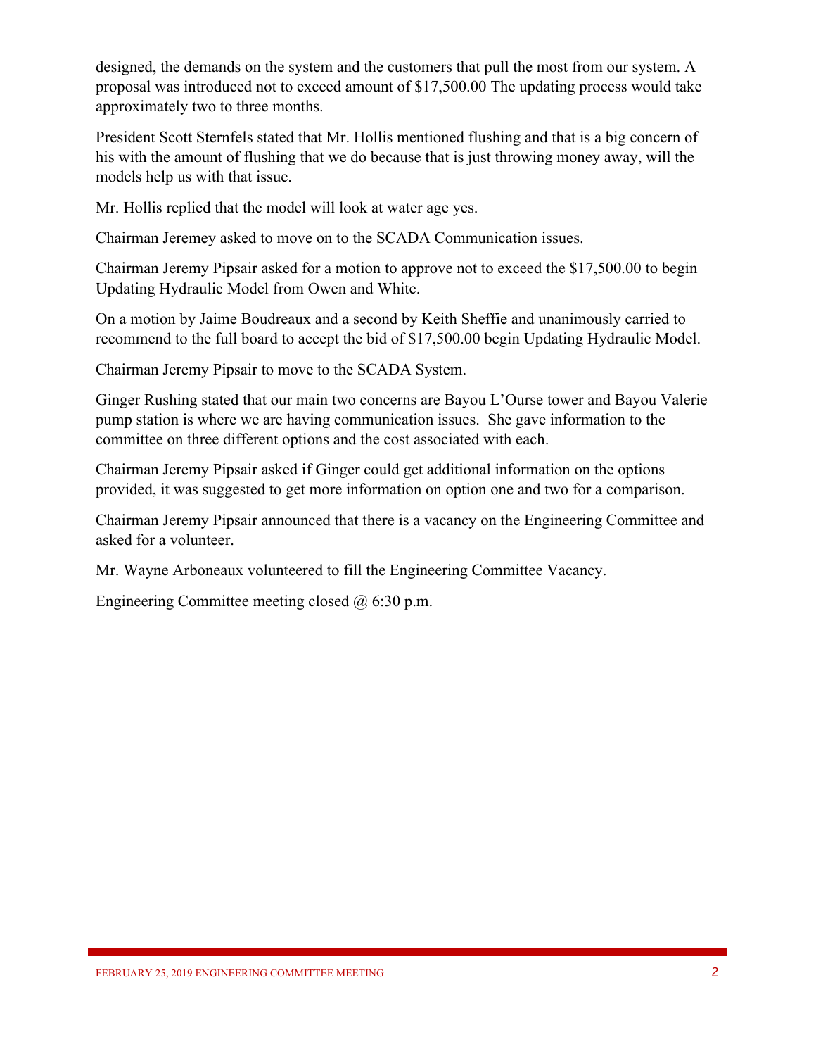designed, the demands on the system and the customers that pull the most from our system. A proposal was introduced not to exceed amount of $17,500.00 The updating process would take approximately two to three months.

President Scott Sternfels stated that Mr. Hollis mentioned flushing and that is a big concern of his with the amount of flushing that we do because that is just throwing money away, will the models help us with that issue.

Mr. Hollis replied that the model will look at water age yes.

Chairman Jeremey asked to move on to the SCADA Communication issues.

Chairman Jeremy Pipsair asked for a motion to approve not to exceed the $17,500.00 to begin Updating Hydraulic Model from Owen and White.

On a motion by Jaime Boudreaux and a second by Keith Sheffie and unanimously carried to recommend to the full board to accept the bid of $17,500.00 begin Updating Hydraulic Model.

Chairman Jeremy Pipsair to move to the SCADA System.

Ginger Rushing stated that our main two concerns are Bayou L'Ourse tower and Bayou Valerie pump station is where we are having communication issues. She gave information to the committee on three different options and the cost associated with each.

Chairman Jeremy Pipsair asked if Ginger could get additional information on the options provided, it was suggested to get more information on option one and two for a comparison.

Chairman Jeremy Pipsair announced that there is a vacancy on the Engineering Committee and asked for a volunteer.

Mr. Wayne Arboneaux volunteered to fill the Engineering Committee Vacancy.

Engineering Committee meeting closed @ 6:30 p.m.